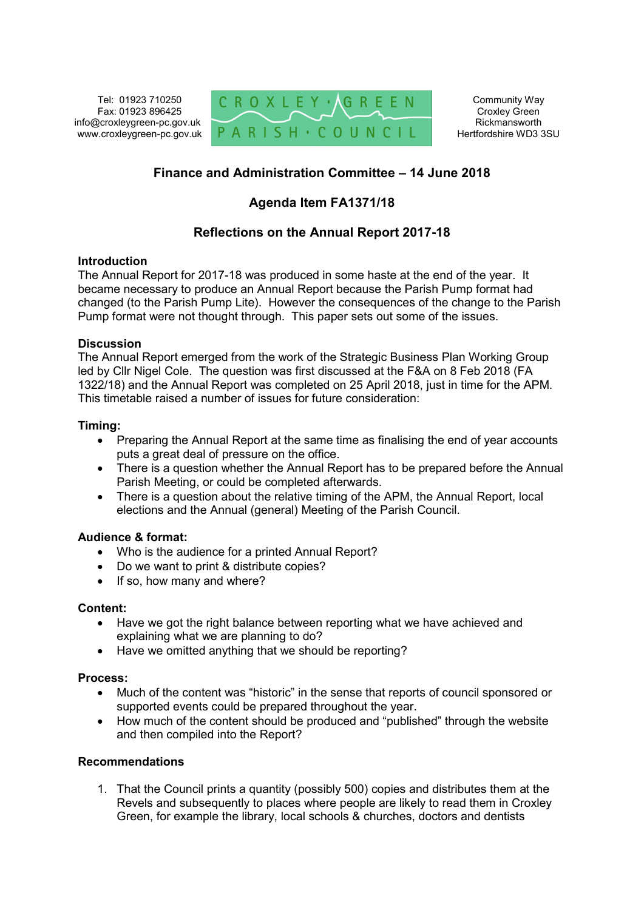Tel: 01923 710250
Fax: 01923 896425
info@croxleygreen-pc.gov.uk
www.croxleygreen-pc.gov.uk

CROXLEY GREEN PARISH COUNCIL

Community Way
Croxley Green
Rickmansworth
Hertfordshire WD3 3SU

## Finance and Administration Committee – 14 June 2018

## Agenda Item FA1371/18

## Reflections on the Annual Report 2017-18

### Introduction

The Annual Report for 2017-18 was produced in some haste at the end of the year. It became necessary to produce an Annual Report because the Parish Pump format had changed (to the Parish Pump Lite). However the consequences of the change to the Parish Pump format were not thought through. This paper sets out some of the issues.

### Discussion

The Annual Report emerged from the work of the Strategic Business Plan Working Group led by Cllr Nigel Cole. The question was first discussed at the F&A on 8 Feb 2018 (FA 1322/18) and the Annual Report was completed on 25 April 2018, just in time for the APM. This timetable raised a number of issues for future consideration:

**Timing:**

- Preparing the Annual Report at the same time as finalising the end of year accounts puts a great deal of pressure on the office.
- There is a question whether the Annual Report has to be prepared before the Annual Parish Meeting, or could be completed afterwards.
- There is a question about the relative timing of the APM, the Annual Report, local elections and the Annual (general) Meeting of the Parish Council.

**Audience & format:**

- Who is the audience for a printed Annual Report?
- Do we want to print & distribute copies?
- If so, how many and where?

**Content:**

- Have we got the right balance between reporting what we have achieved and explaining what we are planning to do?
- Have we omitted anything that we should be reporting?

**Process:**

- Much of the content was "historic" in the sense that reports of council sponsored or supported events could be prepared throughout the year.
- How much of the content should be produced and "published" through the website and then compiled into the Report?

### Recommendations

1. That the Council prints a quantity (possibly 500) copies and distributes them at the Revels and subsequently to places where people are likely to read them in Croxley Green, for example the library, local schools & churches, doctors and dentists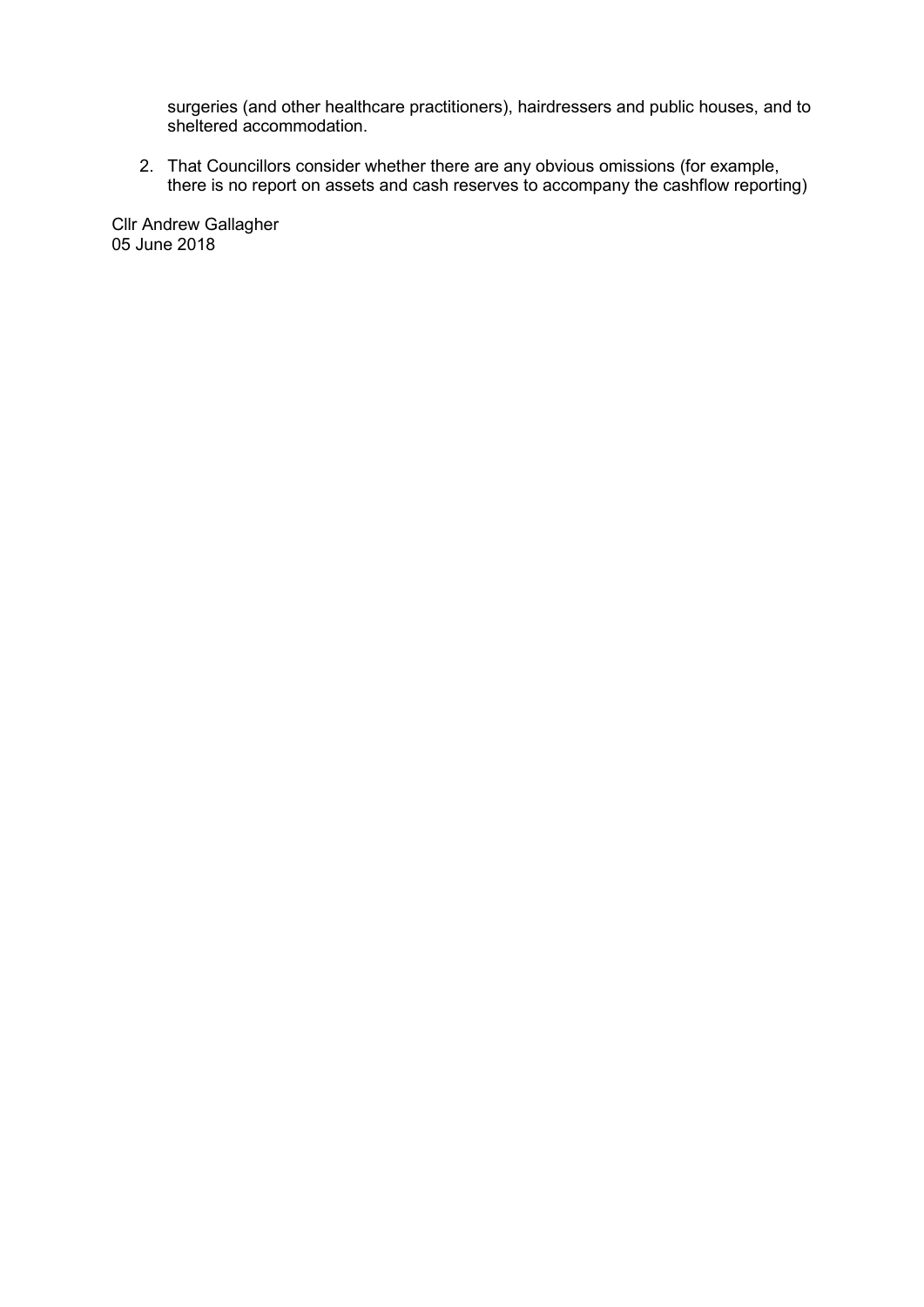surgeries (and other healthcare practitioners), hairdressers and public houses, and to sheltered accommodation.

2. That Councillors consider whether there are any obvious omissions (for example, there is no report on assets and cash reserves to accompany the cashflow reporting)

Cllr Andrew Gallagher
05 June 2018